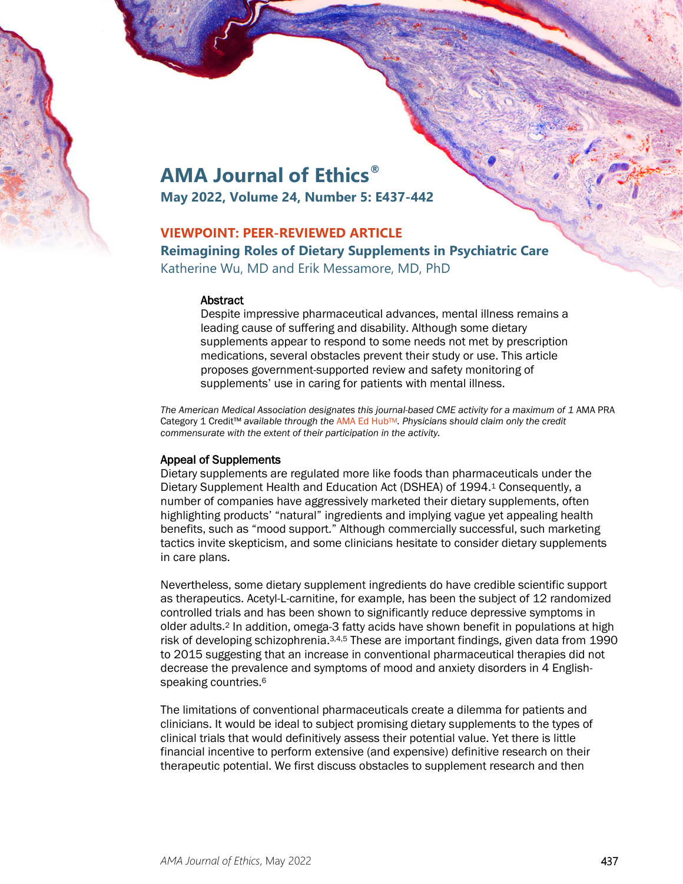# AMA Journal of Ethics®

**May 2022, Volume 24, Number 5: E437-442**

**VIEWPOINT: PEER-REVIEWED ARTICLE**

## Reimagining Roles of Dietary Supplements in Psychiatric Care

Katherine Wu, MD and Erik Messamore, MD, PhD

### Abstract

Despite impressive pharmaceutical advances, mental illness remains a leading cause of suffering and disability. Although some dietary supplements appear to respond to some needs not met by prescription medications, several obstacles prevent their study or use. This article proposes government-supported review and safety monitoring of supplements' use in caring for patients with mental illness.

*The American Medical Association designates this journal-based CME activity for a maximum of 1* AMA PRA Category 1 Credit™ *available through the* AMA Ed Hub™. *Physicians should claim only the credit commensurate with the extent of their participation in the activity.*

### Appeal of Supplements

Dietary supplements are regulated more like foods than pharmaceuticals under the Dietary Supplement Health and Education Act (DSHEA) of 1994.[1] Consequently, a number of companies have aggressively marketed their dietary supplements, often highlighting products' "natural" ingredients and implying vague yet appealing health benefits, such as "mood support." Although commercially successful, such marketing tactics invite skepticism, and some clinicians hesitate to consider dietary supplements in care plans.

Nevertheless, some dietary supplement ingredients do have credible scientific support as therapeutics. Acetyl-L-carnitine, for example, has been the subject of 12 randomized controlled trials and has been shown to significantly reduce depressive symptoms in older adults.[2] In addition, omega-3 fatty acids have shown benefit in populations at high risk of developing schizophrenia.[3,4,5] These are important findings, given data from 1990 to 2015 suggesting that an increase in conventional pharmaceutical therapies did not decrease the prevalence and symptoms of mood and anxiety disorders in 4 English-speaking countries.[6]

The limitations of conventional pharmaceuticals create a dilemma for patients and clinicians. It would be ideal to subject promising dietary supplements to the types of clinical trials that would definitively assess their potential value. Yet there is little financial incentive to perform extensive (and expensive) definitive research on their therapeutic potential. We first discuss obstacles to supplement research and then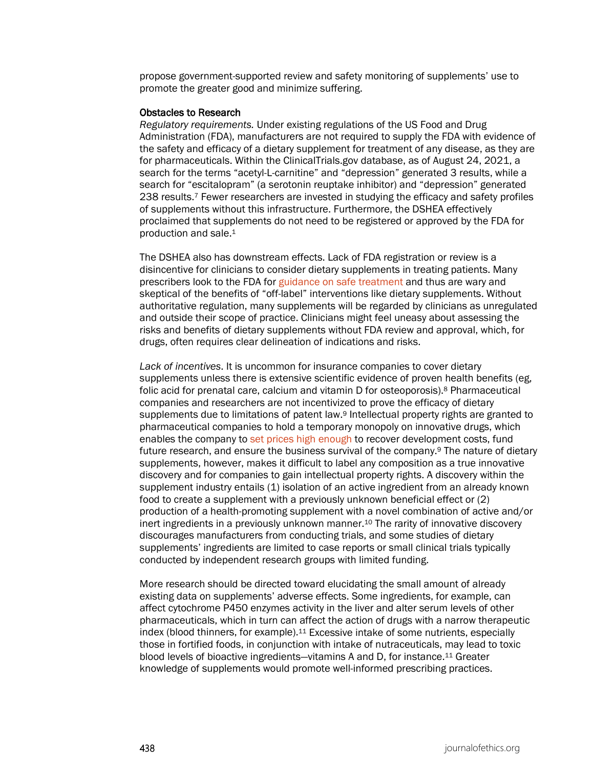propose government-supported review and safety monitoring of supplements' use to promote the greater good and minimize suffering.

### Obstacles to Research

*Regulatory requirements.* Under existing regulations of the US Food and Drug Administration (FDA), manufacturers are not required to supply the FDA with evidence of the safety and efficacy of a dietary supplement for treatment of any disease, as they are for pharmaceuticals. Within the ClinicalTrials.gov database, as of August 24, 2021, a search for the terms "acetyl-L-carnitine" and "depression" generated 3 results, while a search for "escitalopram" (a serotonin reuptake inhibitor) and "depression" generated 238 results.[7] Fewer researchers are invested in studying the efficacy and safety profiles of supplements without this infrastructure. Furthermore, the DSHEA effectively proclaimed that supplements do not need to be registered or approved by the FDA for production and sale.[1]

The DSHEA also has downstream effects. Lack of FDA registration or review is a disincentive for clinicians to consider dietary supplements in treating patients. Many prescribers look to the FDA for guidance on safe treatment and thus are wary and skeptical of the benefits of "off-label" interventions like dietary supplements. Without authoritative regulation, many supplements will be regarded by clinicians as unregulated and outside their scope of practice. Clinicians might feel uneasy about assessing the risks and benefits of dietary supplements without FDA review and approval, which, for drugs, often requires clear delineation of indications and risks.

*Lack of incentives*. It is uncommon for insurance companies to cover dietary supplements unless there is extensive scientific evidence of proven health benefits (eg, folic acid for prenatal care, calcium and vitamin D for osteoporosis).[8] Pharmaceutical companies and researchers are not incentivized to prove the efficacy of dietary supplements due to limitations of patent law.[9] Intellectual property rights are granted to pharmaceutical companies to hold a temporary monopoly on innovative drugs, which enables the company to set prices high enough to recover development costs, fund future research, and ensure the business survival of the company.[9] The nature of dietary supplements, however, makes it difficult to label any composition as a true innovative discovery and for companies to gain intellectual property rights. A discovery within the supplement industry entails (1) isolation of an active ingredient from an already known food to create a supplement with a previously unknown beneficial effect or (2) production of a health-promoting supplement with a novel combination of active and/or inert ingredients in a previously unknown manner.[10] The rarity of innovative discovery discourages manufacturers from conducting trials, and some studies of dietary supplements' ingredients are limited to case reports or small clinical trials typically conducted by independent research groups with limited funding.

More research should be directed toward elucidating the small amount of already existing data on supplements' adverse effects. Some ingredients, for example, can affect cytochrome P450 enzymes activity in the liver and alter serum levels of other pharmaceuticals, which in turn can affect the action of drugs with a narrow therapeutic index (blood thinners, for example).[11] Excessive intake of some nutrients, especially those in fortified foods, in conjunction with intake of nutraceuticals, may lead to toxic blood levels of bioactive ingredients—vitamins A and D, for instance.[11] Greater knowledge of supplements would promote well-informed prescribing practices.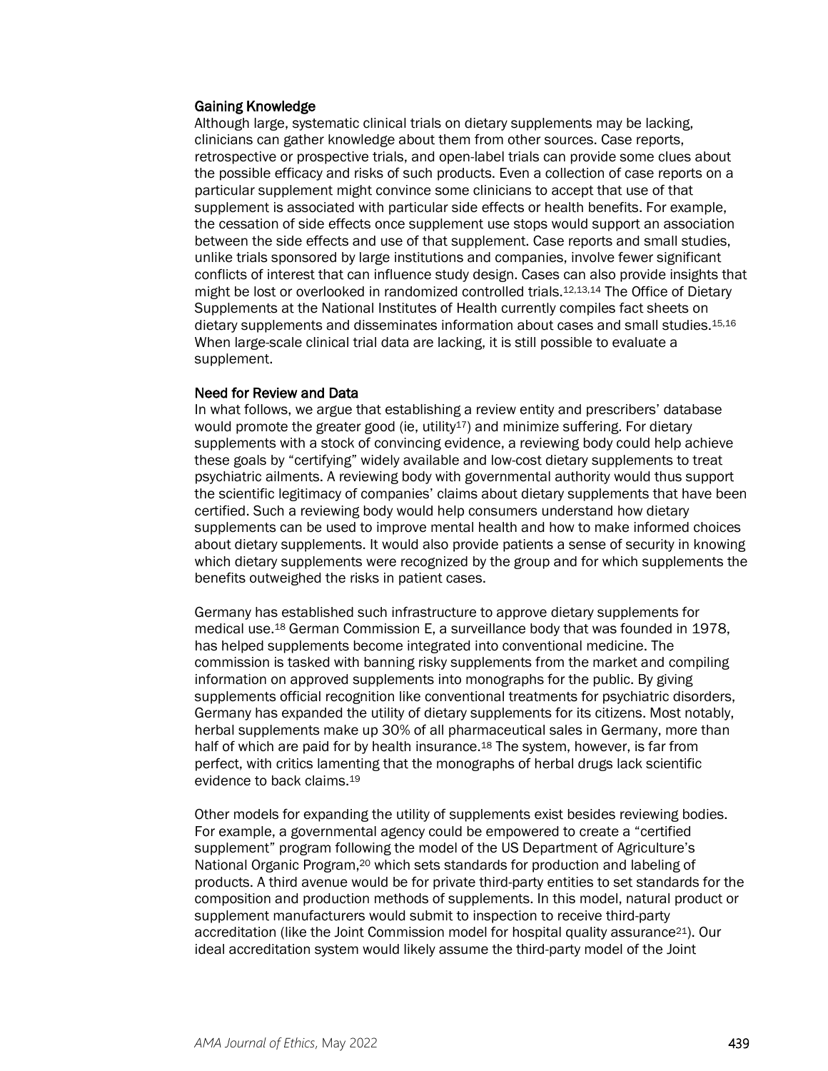## Gaining Knowledge

Although large, systematic clinical trials on dietary supplements may be lacking, clinicians can gather knowledge about them from other sources. Case reports, retrospective or prospective trials, and open-label trials can provide some clues about the possible efficacy and risks of such products. Even a collection of case reports on a particular supplement might convince some clinicians to accept that use of that supplement is associated with particular side effects or health benefits. For example, the cessation of side effects once supplement use stops would support an association between the side effects and use of that supplement. Case reports and small studies, unlike trials sponsored by large institutions and companies, involve fewer significant conflicts of interest that can influence study design. Cases can also provide insights that might be lost or overlooked in randomized controlled trials.[12,13,14] The Office of Dietary Supplements at the National Institutes of Health currently compiles fact sheets on dietary supplements and disseminates information about cases and small studies.[15,16] When large-scale clinical trial data are lacking, it is still possible to evaluate a supplement.

## Need for Review and Data

In what follows, we argue that establishing a review entity and prescribers' database would promote the greater good (ie, utility[17]) and minimize suffering. For dietary supplements with a stock of convincing evidence, a reviewing body could help achieve these goals by "certifying" widely available and low-cost dietary supplements to treat psychiatric ailments. A reviewing body with governmental authority would thus support the scientific legitimacy of companies' claims about dietary supplements that have been certified. Such a reviewing body would help consumers understand how dietary supplements can be used to improve mental health and how to make informed choices about dietary supplements. It would also provide patients a sense of security in knowing which dietary supplements were recognized by the group and for which supplements the benefits outweighed the risks in patient cases.

Germany has established such infrastructure to approve dietary supplements for medical use.[18] German Commission E, a surveillance body that was founded in 1978, has helped supplements become integrated into conventional medicine. The commission is tasked with banning risky supplements from the market and compiling information on approved supplements into monographs for the public. By giving supplements official recognition like conventional treatments for psychiatric disorders, Germany has expanded the utility of dietary supplements for its citizens. Most notably, herbal supplements make up 30% of all pharmaceutical sales in Germany, more than half of which are paid for by health insurance.[18] The system, however, is far from perfect, with critics lamenting that the monographs of herbal drugs lack scientific evidence to back claims.[19]

Other models for expanding the utility of supplements exist besides reviewing bodies. For example, a governmental agency could be empowered to create a "certified supplement" program following the model of the US Department of Agriculture's National Organic Program,[20] which sets standards for production and labeling of products. A third avenue would be for private third-party entities to set standards for the composition and production methods of supplements. In this model, natural product or supplement manufacturers would submit to inspection to receive third-party accreditation (like the Joint Commission model for hospital quality assurance[21]). Our ideal accreditation system would likely assume the third-party model of the Joint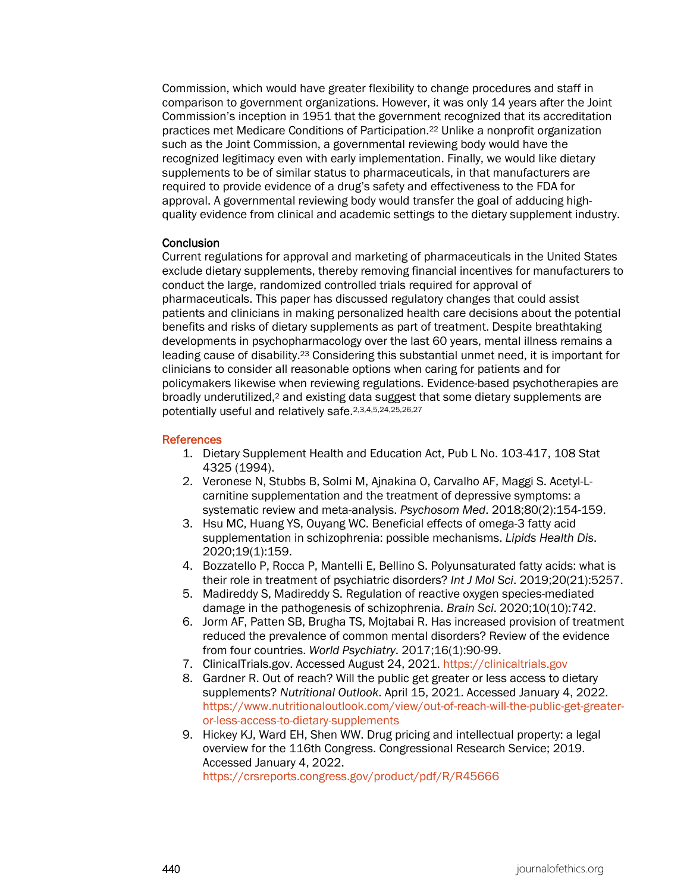Commission, which would have greater flexibility to change procedures and staff in comparison to government organizations. However, it was only 14 years after the Joint Commission's inception in 1951 that the government recognized that its accreditation practices met Medicare Conditions of Participation.[22] Unlike a nonprofit organization such as the Joint Commission, a governmental reviewing body would have the recognized legitimacy even with early implementation. Finally, we would like dietary supplements to be of similar status to pharmaceuticals, in that manufacturers are required to provide evidence of a drug's safety and effectiveness to the FDA for approval. A governmental reviewing body would transfer the goal of adducing high-quality evidence from clinical and academic settings to the dietary supplement industry.

### Conclusion

Current regulations for approval and marketing of pharmaceuticals in the United States exclude dietary supplements, thereby removing financial incentives for manufacturers to conduct the large, randomized controlled trials required for approval of pharmaceuticals. This paper has discussed regulatory changes that could assist patients and clinicians in making personalized health care decisions about the potential benefits and risks of dietary supplements as part of treatment. Despite breathtaking developments in psychopharmacology over the last 60 years, mental illness remains a leading cause of disability.[23] Considering this substantial unmet need, it is important for clinicians to consider all reasonable options when caring for patients and for policymakers likewise when reviewing regulations. Evidence-based psychotherapies are broadly underutilized,[2] and existing data suggest that some dietary supplements are potentially useful and relatively safe.[2,3,4,5,24,25,26,27]

## References

1. Dietary Supplement Health and Education Act, Pub L No. 103-417, 108 Stat 4325 (1994).
2. Veronese N, Stubbs B, Solmi M, Ajnakina O, Carvalho AF, Maggi S. Acetyl-L-carnitine supplementation and the treatment of depressive symptoms: a systematic review and meta-analysis. *Psychosom Med*. 2018;80(2):154-159.
3. Hsu MC, Huang YS, Ouyang WC. Beneficial effects of omega-3 fatty acid supplementation in schizophrenia: possible mechanisms. *Lipids Health Dis*. 2020;19(1):159.
4. Bozzatello P, Rocca P, Mantelli E, Bellino S. Polyunsaturated fatty acids: what is their role in treatment of psychiatric disorders? *Int J Mol Sci*. 2019;20(21):5257.
5. Madireddy S, Madireddy S. Regulation of reactive oxygen species-mediated damage in the pathogenesis of schizophrenia. *Brain Sci*. 2020;10(10):742.
6. Jorm AF, Patten SB, Brugha TS, Mojtabai R. Has increased provision of treatment reduced the prevalence of common mental disorders? Review of the evidence from four countries. *World Psychiatry*. 2017;16(1):90-99.
7. ClinicalTrials.gov. Accessed August 24, 2021. https://clinicaltrials.gov
8. Gardner R. Out of reach? Will the public get greater or less access to dietary supplements? *Nutritional Outlook*. April 15, 2021. Accessed January 4, 2022. https://www.nutritionaloutlook.com/view/out-of-reach-will-the-public-get-greater-or-less-access-to-dietary-supplements
9. Hickey KJ, Ward EH, Shen WW. Drug pricing and intellectual property: a legal overview for the 116th Congress. Congressional Research Service; 2019. Accessed January 4, 2022. https://crsreports.congress.gov/product/pdf/R/R45666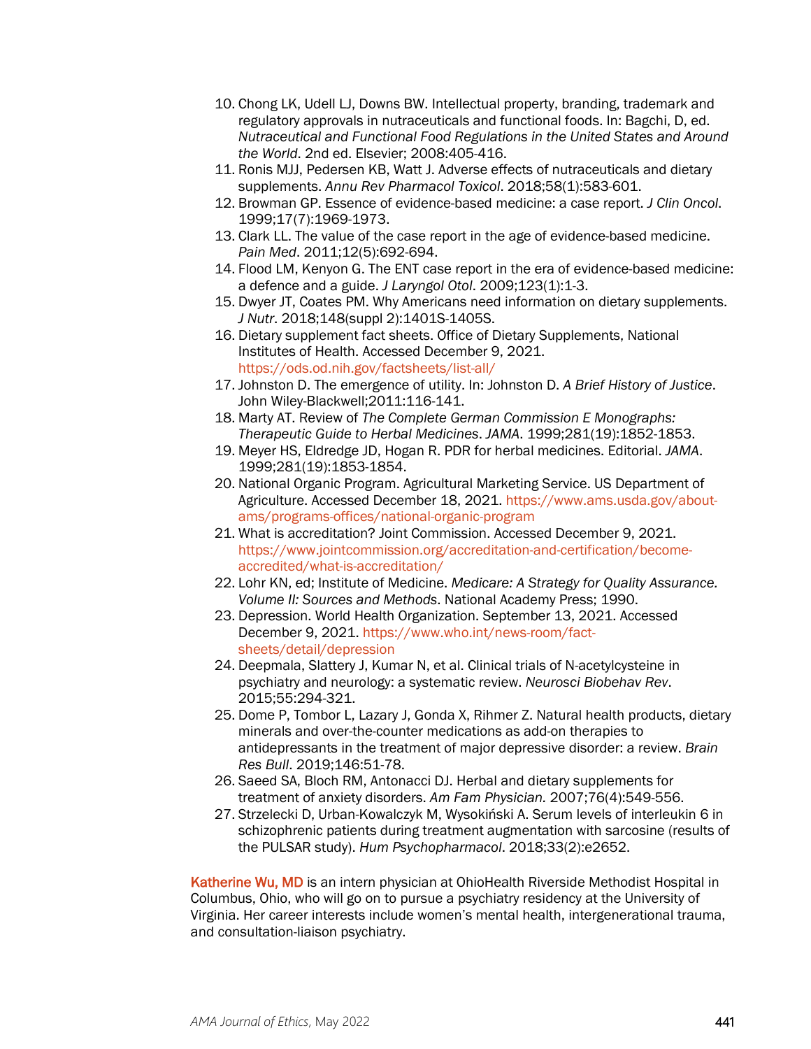10. Chong LK, Udell LJ, Downs BW. Intellectual property, branding, trademark and regulatory approvals in nutraceuticals and functional foods. In: Bagchi, D, ed. *Nutraceutical and Functional Food Regulations in the United States and Around the World*. 2nd ed. Elsevier; 2008:405-416.
11. Ronis MJJ, Pedersen KB, Watt J. Adverse effects of nutraceuticals and dietary supplements. *Annu Rev Pharmacol Toxicol*. 2018;58(1):583-601.
12. Browman GP. Essence of evidence-based medicine: a case report. *J Clin Oncol*. 1999;17(7):1969-1973.
13. Clark LL. The value of the case report in the age of evidence-based medicine. *Pain Med*. 2011;12(5):692-694.
14. Flood LM, Kenyon G. The ENT case report in the era of evidence-based medicine: a defence and a guide. *J Laryngol Otol*. 2009;123(1):1-3.
15. Dwyer JT, Coates PM. Why Americans need information on dietary supplements. *J Nutr*. 2018;148(suppl 2):1401S-1405S.
16. Dietary supplement fact sheets. Office of Dietary Supplements, National Institutes of Health. Accessed December 9, 2021. https://ods.od.nih.gov/factsheets/list-all/
17. Johnston D. The emergence of utility. In: Johnston D. *A Brief History of Justice*. John Wiley-Blackwell;2011:116-141.
18. Marty AT. Review of *The Complete German Commission E Monographs: Therapeutic Guide to Herbal Medicines*. *JAMA*. 1999;281(19):1852-1853.
19. Meyer HS, Eldredge JD, Hogan R. PDR for herbal medicines. Editorial. *JAMA*. 1999;281(19):1853-1854.
20. National Organic Program. Agricultural Marketing Service. US Department of Agriculture. Accessed December 18, 2021. https://www.ams.usda.gov/about-ams/programs-offices/national-organic-program
21. What is accreditation? Joint Commission. Accessed December 9, 2021. https://www.jointcommission.org/accreditation-and-certification/become-accredited/what-is-accreditation/
22. Lohr KN, ed; Institute of Medicine. *Medicare: A Strategy for Quality Assurance. Volume II: Sources and Methods*. National Academy Press; 1990.
23. Depression. World Health Organization. September 13, 2021. Accessed December 9, 2021. https://www.who.int/news-room/fact-sheets/detail/depression
24. Deepmala, Slattery J, Kumar N, et al. Clinical trials of N-acetylcysteine in psychiatry and neurology: a systematic review. *Neurosci Biobehav Rev*. 2015;55:294-321.
25. Dome P, Tombor L, Lazary J, Gonda X, Rihmer Z. Natural health products, dietary minerals and over-the-counter medications as add-on therapies to antidepressants in the treatment of major depressive disorder: a review. *Brain Res Bull*. 2019;146:51-78.
26. Saeed SA, Bloch RM, Antonacci DJ. Herbal and dietary supplements for treatment of anxiety disorders. *Am Fam Physician.* 2007;76(4):549-556.
27. Strzelecki D, Urban-Kowalczyk M, Wysokiński A. Serum levels of interleukin 6 in schizophrenic patients during treatment augmentation with sarcosine (results of the PULSAR study). *Hum Psychopharmacol*. 2018;33(2):e2652.

**Katherine Wu, MD** is an intern physician at OhioHealth Riverside Methodist Hospital in Columbus, Ohio, who will go on to pursue a psychiatry residency at the University of Virginia. Her career interests include women's mental health, intergenerational trauma, and consultation-liaison psychiatry.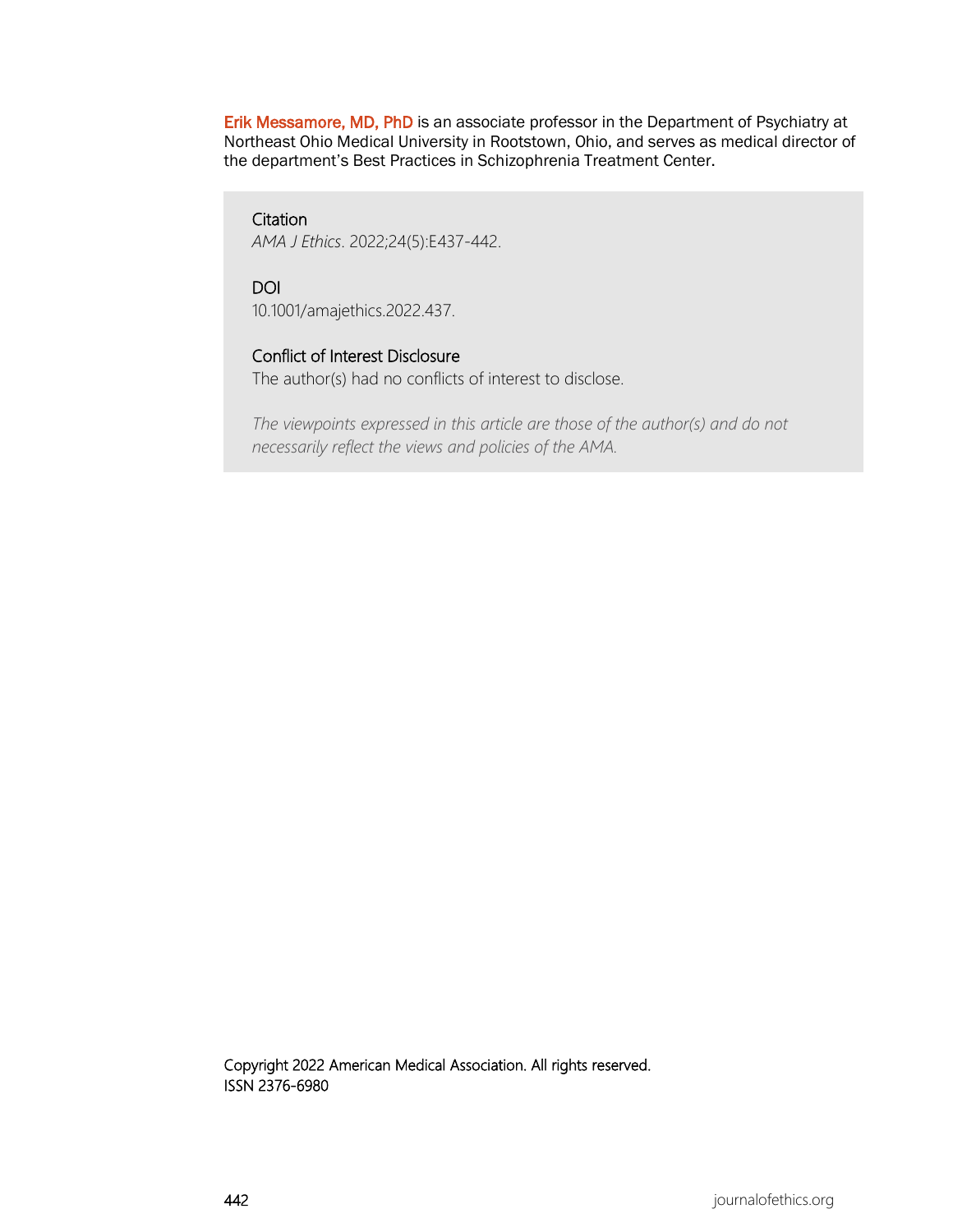**Erik Messamore, MD, PhD** is an associate professor in the Department of Psychiatry at Northeast Ohio Medical University in Rootstown, Ohio, and serves as medical director of the department's Best Practices in Schizophrenia Treatment Center.

Citation

*AMA J Ethics*. 2022;24(5):E437-442.

DOI

10.1001/amajethics.2022.437.

Conflict of Interest Disclosure

The author(s) had no conflicts of interest to disclose.

*The viewpoints expressed in this article are those of the author(s) and do not necessarily reflect the views and policies of the AMA.*

Copyright 2022 American Medical Association. All rights reserved.
ISSN 2376-6980